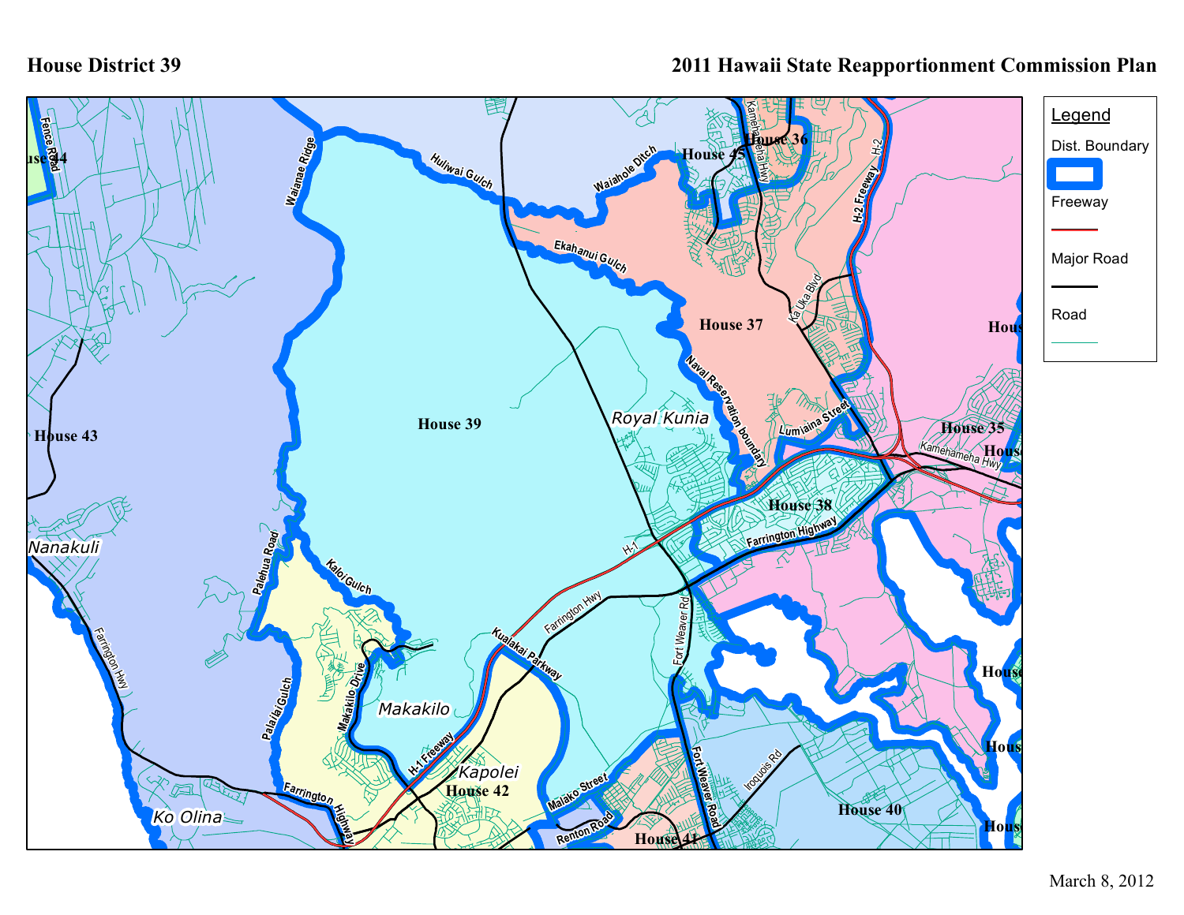# House District 39

## 2011 Hawaii State Reapportionment Commission Plan

Legend

- Dist. Boundary
- Freeway
- Major Road
- Road

House 39

House 36

House 45

House 37

House 35

House 38

House 43

House 44

House 42

House 41

House 40

Royal Kunia

Nanakuli

Makakilo

Kapolei

Ko Olina

Fence Road

Waianae Ridge

Huliwai Gulch

Waiahole Ditch

Kamehameha Hwy

H-2 Freeway

Ekahanui Gulch

Ka Uka Blvd

Naval Reservation boundary

Lumiaina Street

Kamehameha Hwy

H-1

Farrington Highway

Farrington Hwy

Kaloi Gulch

Palehua Road

Kualakai Parkway

Fort Weaver Rd

Makakilo Drive

Palailai Gulch

H-1 Freeway

Farrington Highway

Malako Street

Renton Road

Fort Weaver Road

Iroquois Rd

March 8, 2012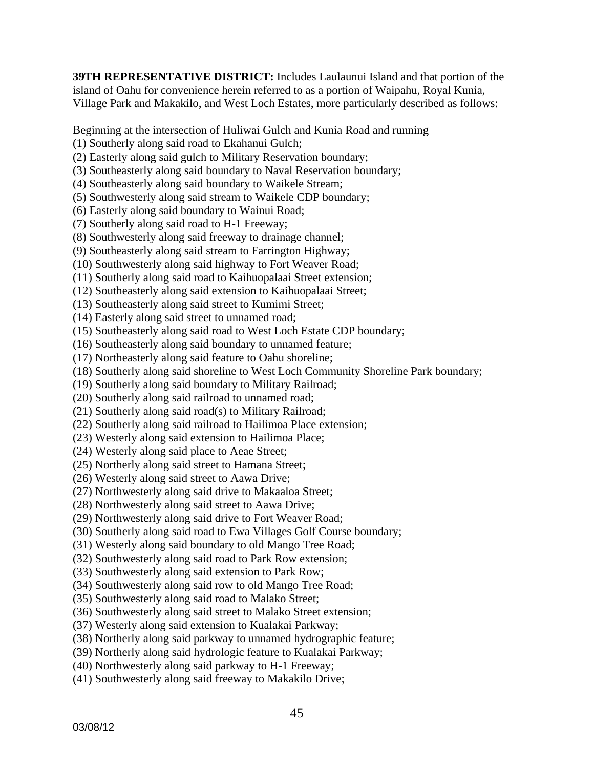**39TH REPRESENTATIVE DISTRICT:** Includes Laulaunui Island and that portion of the island of Oahu for convenience herein referred to as a portion of Waipahu, Royal Kunia, Village Park and Makakilo, and West Loch Estates, more particularly described as follows:

Beginning at the intersection of Huliwai Gulch and Kunia Road and running
(1) Southerly along said road to Ekahanui Gulch;
(2) Easterly along said gulch to Military Reservation boundary;
(3) Southeasterly along said boundary to Naval Reservation boundary;
(4) Southeasterly along said boundary to Waikele Stream;
(5) Southwesterly along said stream to Waikele CDP boundary;
(6) Easterly along said boundary to Wainui Road;
(7) Southerly along said road to H-1 Freeway;
(8) Southwesterly along said freeway to drainage channel;
(9) Southeasterly along said stream to Farrington Highway;
(10) Southwesterly along said highway to Fort Weaver Road;
(11) Southerly along said road to Kaihuopalaai Street extension;
(12) Southeasterly along said extension to Kaihuopalaai Street;
(13) Southeasterly along said street to Kumimi Street;
(14) Easterly along said street to unnamed road;
(15) Southeasterly along said road to West Loch Estate CDP boundary;
(16) Southeasterly along said boundary to unnamed feature;
(17) Northeasterly along said feature to Oahu shoreline;
(18) Southerly along said shoreline to West Loch Community Shoreline Park boundary;
(19) Southerly along said boundary to Military Railroad;
(20) Southerly along said railroad to unnamed road;
(21) Southerly along said road(s) to Military Railroad;
(22) Southerly along said railroad to Hailimoa Place extension;
(23) Westerly along said extension to Hailimoa Place;
(24) Westerly along said place to Aeae Street;
(25) Northerly along said street to Hamana Street;
(26) Westerly along said street to Aawa Drive;
(27) Northwesterly along said drive to Makaaloa Street;
(28) Northwesterly along said street to Aawa Drive;
(29) Northwesterly along said drive to Fort Weaver Road;
(30) Southerly along said road to Ewa Villages Golf Course boundary;
(31) Westerly along said boundary to old Mango Tree Road;
(32) Southwesterly along said road to Park Row extension;
(33) Southwesterly along said extension to Park Row;
(34) Southwesterly along said row to old Mango Tree Road;
(35) Southwesterly along said road to Malako Street;
(36) Southwesterly along said street to Malako Street extension;
(37) Westerly along said extension to Kualakai Parkway;
(38) Northerly along said parkway to unnamed hydrographic feature;
(39) Northerly along said hydrologic feature to Kualakai Parkway;
(40) Northwesterly along said parkway to H-1 Freeway;
(41) Southwesterly along said freeway to Makakilo Drive;

03/08/12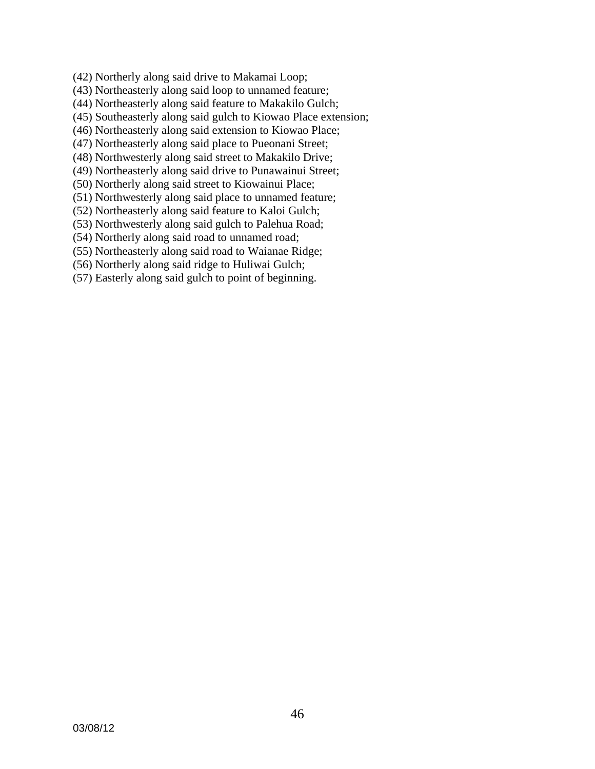(42) Northerly along said drive to Makamai Loop;
(43) Northeasterly along said loop to unnamed feature;
(44) Northeasterly along said feature to Makakilo Gulch;
(45) Southeasterly along said gulch to Kiowao Place extension;
(46) Northeasterly along said extension to Kiowao Place;
(47) Northeasterly along said place to Pueonani Street;
(48) Northwesterly along said street to Makakilo Drive;
(49) Northeasterly along said drive to Punawainui Street;
(50) Northerly along said street to Kiowainui Place;
(51) Northwesterly along said place to unnamed feature;
(52) Northeasterly along said feature to Kaloi Gulch;
(53) Northwesterly along said gulch to Palehua Road;
(54) Northerly along said road to unnamed road;
(55) Northeasterly along said road to Waianae Ridge;
(56) Northerly along said ridge to Huliwai Gulch;
(57) Easterly along said gulch to point of beginning.